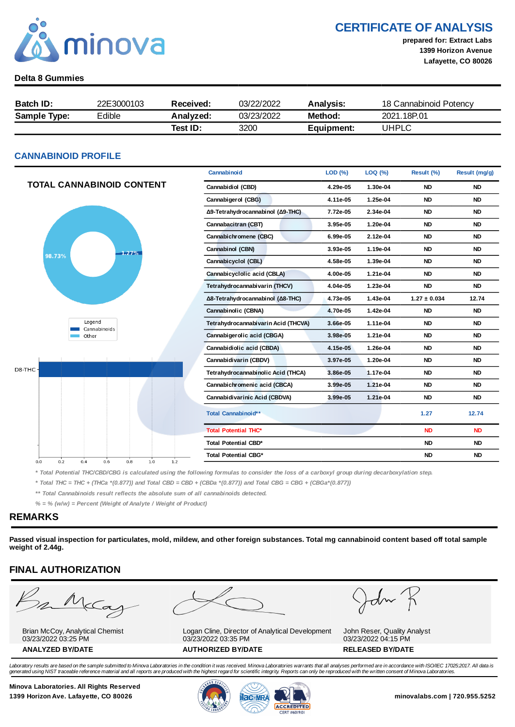# CERTIFICATE OF ANALYSIS

**prepared for: Extract Labs**
**1399 Horizon Avenue**
**Lafayette, CO 80026**

**Delta 8 Gummies**

| **Batch ID:** | 22E3000103 | **Received:** | 03/22/2022 | **Analysis:** | 18 Cannabinoid Potency |
|---|---|---|---|---|---|
| **Sample Type:** | Edible | **Analyzed:** | 03/23/2022 | **Method:** | 2021.18P.01 |
| | | **Test ID:** | 3200 | **Equipment:** | UHPLC |

## CANNABINOID PROFILE

### TOTAL CANNABINOID CONTENT

98.73% | 1.27%

Legend
Cannabinoids
Other

D8-THC

0.0 0.2 0.4 0.6 0.8 1.0 1.2

| Cannabinoid | LOD (%) | LOQ (%) | Result (%) | Result (mg/g) |
|---|---|---|---|---|
| Cannabidiol (CBD) | 4.29e-05 | 1.30e-04 | ND | ND |
| Cannabigerol (CBG) | 4.11e-05 | 1.25e-04 | ND | ND |
| Δ9-Tetrahydrocannabinol (Δ9-THC) | 7.72e-05 | 2.34e-04 | ND | ND |
| Cannabacitran (CBT) | 3.95e-05 | 1.20e-04 | ND | ND |
| Cannabichromene (CBC) | 6.99e-05 | 2.12e-04 | ND | ND |
| Cannabinol (CBN) | 3.93e-05 | 1.19e-04 | ND | ND |
| Cannabicyclol (CBL) | 4.58e-05 | 1.39e-04 | ND | ND |
| Cannabicyclolic acid (CBLA) | 4.00e-05 | 1.21e-04 | ND | ND |
| Tetrahydrocannabivarin (THCV) | 4.04e-05 | 1.23e-04 | ND | ND |
| Δ8-Tetrahydrocannabinol (Δ8-THC) | 4.73e-05 | 1.43e-04 | 1.27 ± 0.034 | 12.74 |
| Cannabinolic (CBNA) | 4.70e-05 | 1.42e-04 | ND | ND |
| Tetrahydrocannabivarin Acid (THCVA) | 3.66e-05 | 1.11e-04 | ND | ND |
| Cannabigerolic acid (CBGA) | 3.98e-05 | 1.21e-04 | ND | ND |
| Cannabidiolic acid (CBDA) | 4.15e-05 | 1.26e-04 | ND | ND |
| Cannabidivarin (CBDV) | 3.97e-05 | 1.20e-04 | ND | ND |
| Tetrahydrocannabinolic Acid (THCA) | 3.86e-05 | 1.17e-04 | ND | ND |
| Cannabichromenic acid (CBCA) | 3.99e-05 | 1.21e-04 | ND | ND |
| Cannabidivarinic Acid (CBDVA) | 3.99e-05 | 1.21e-04 | ND | ND |
| Total Cannabinoid** | | | 1.27 | 12.74 |
| Total Potential THC* | | | ND | ND |
| Total Potential CBD* | | | ND | ND |
| Total Potential CBG* | | | ND | ND |

*\* Total Potential THC/CBD/CBG is calculated using the following formulas to consider the loss of a carboxyl group during decarboxylation step.*

*\* Total THC = THC + (THCa \*(0.877)) and Total CBD = CBD + (CBDa \*(0.877)) and Total CBG = CBG + (CBGa\*(0.877))*

*\*\* Total Cannabinoids result reflects the absolute sum of all cannabinoids detected.*

*% = % (w/w) = Percent (Weight of Analyte / Weight of Product)*

## REMARKS

**Passed visual inspection for particulates, mold, mildew, and other foreign substances. Total mg cannabinoid content based off total sample weight of 2.44g.**

## FINAL AUTHORIZATION

| Brian McCoy, Analytical Chemist<br>03/23/2022 03:25 PM | Logan Cline, Director of Analytical Development<br>03/23/2022 03:35 PM | John Reser, Quality Analyst<br>03/23/2022 04:15 PM |
|---|---|---|
| **ANALYZED BY/DATE** | **AUTHORIZED BY/DATE** | **RELEASED BY/DATE** |

*Laboratory results are based on the sample submitted to Minova Laboratories in the condition it was received. Minova Laboratories warrants that all analyses performed are in accordance with ISO/IEC 17025:2017. All data is generated using NIST traceable reference material and all reports are produced with the highest regard for scientific integrity. Reports can only be reproduced with the written consent of Minova Laboratories.*

**Minova Laboratories. All Rights Reserved**
**1399 Horizon Ave. Lafayette, CO 80026**

ACCREDITED CERT #6019.01

**minovalabs.com | 720.955.5252**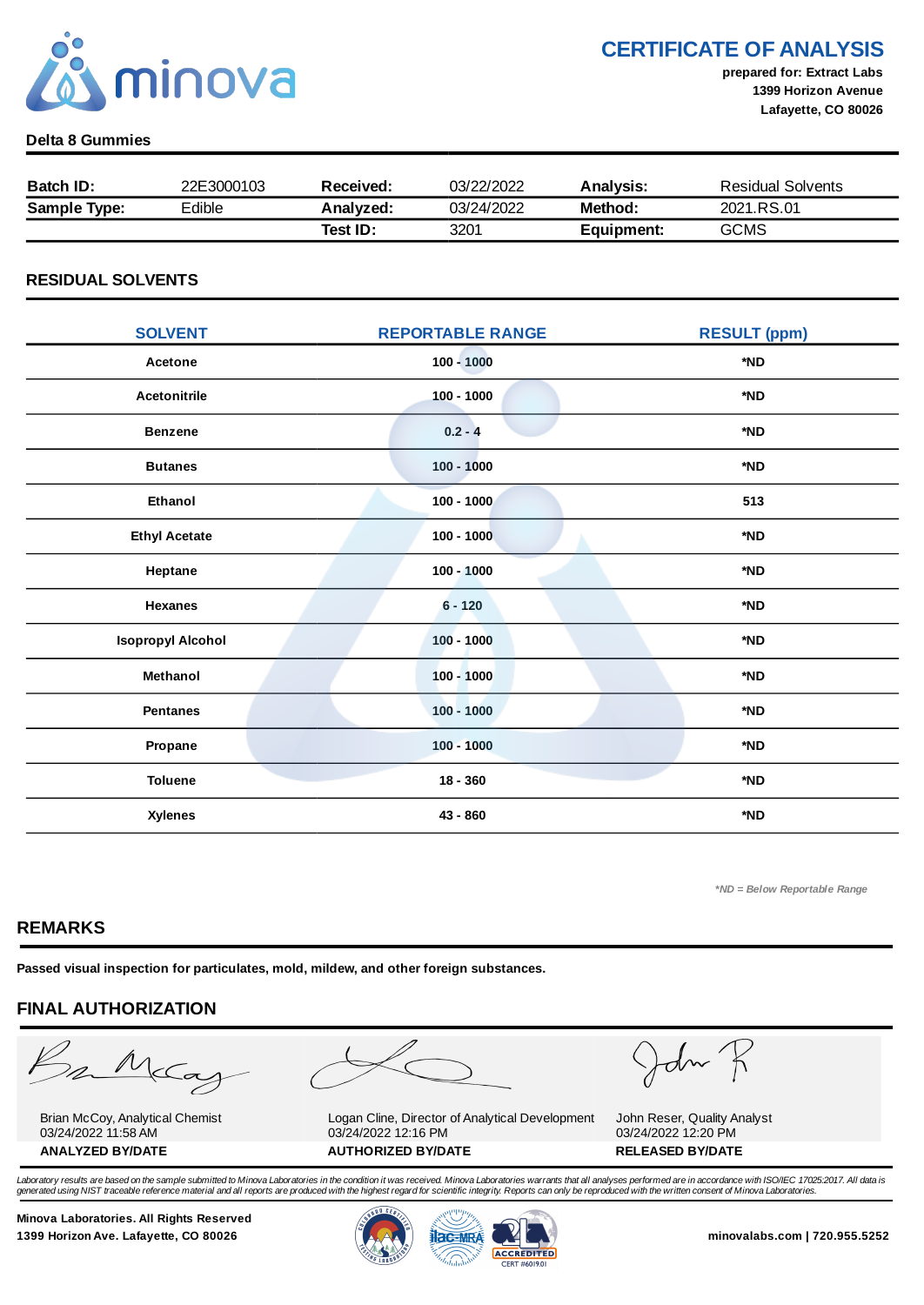# CERTIFICATE OF ANALYSIS

**prepared for: Extract Labs**
**1399 Horizon Avenue**
**Lafayette, CO 80026**

**Delta 8 Gummies**

| **Batch ID:** | 22E3000103 | **Received:** | 03/22/2022 | **Analysis:** | Residual Solvents |
|---|---|---|---|---|---|
| **Sample Type:** | Edible | **Analyzed:** | 03/24/2022 | **Method:** | 2021.RS.01 |
| | | **Test ID:** | 3201 | **Equipment:** | GCMS |

## RESIDUAL SOLVENTS

| SOLVENT | REPORTABLE RANGE | RESULT (ppm) |
|---|---|---|
| Acetone | 100 - 1000 | *ND |
| Acetonitrile | 100 - 1000 | *ND |
| Benzene | 0.2 - 4 | *ND |
| Butanes | 100 - 1000 | *ND |
| Ethanol | 100 - 1000 | 513 |
| Ethyl Acetate | 100 - 1000 | *ND |
| Heptane | 100 - 1000 | *ND |
| Hexanes | 6 - 120 | *ND |
| Isopropyl Alcohol | 100 - 1000 | *ND |
| Methanol | 100 - 1000 | *ND |
| Pentanes | 100 - 1000 | *ND |
| Propane | 100 - 1000 | *ND |
| Toluene | 18 - 360 | *ND |
| Xylenes | 43 - 860 | *ND |

*\*ND = Below Reportable Range*

## REMARKS

**Passed visual inspection for particulates, mold, mildew, and other foreign substances.**

## FINAL AUTHORIZATION

| Brian McCoy, Analytical Chemist<br>03/24/2022 11:58 AM | Logan Cline, Director of Analytical Development<br>03/24/2022 12:16 PM | John Reser, Quality Analyst<br>03/24/2022 12:20 PM |
|---|---|---|
| **ANALYZED BY/DATE** | **AUTHORIZED BY/DATE** | **RELEASED BY/DATE** |

*Laboratory results are based on the sample submitted to Minova Laboratories in the condition it was received. Minova Laboratories warrants that all analyses performed are in accordance with ISO/IEC 17025:2017. All data is generated using NIST traceable reference material and all reports are produced with the highest regard for scientific integrity. Reports can only be reproduced with the written consent of Minova Laboratories.*

**Minova Laboratories. All Rights Reserved**
**1399 Horizon Ave. Lafayette, CO 80026**

ACCREDITED CERT #6019.01

**minovalabs.com | 720.955.5252**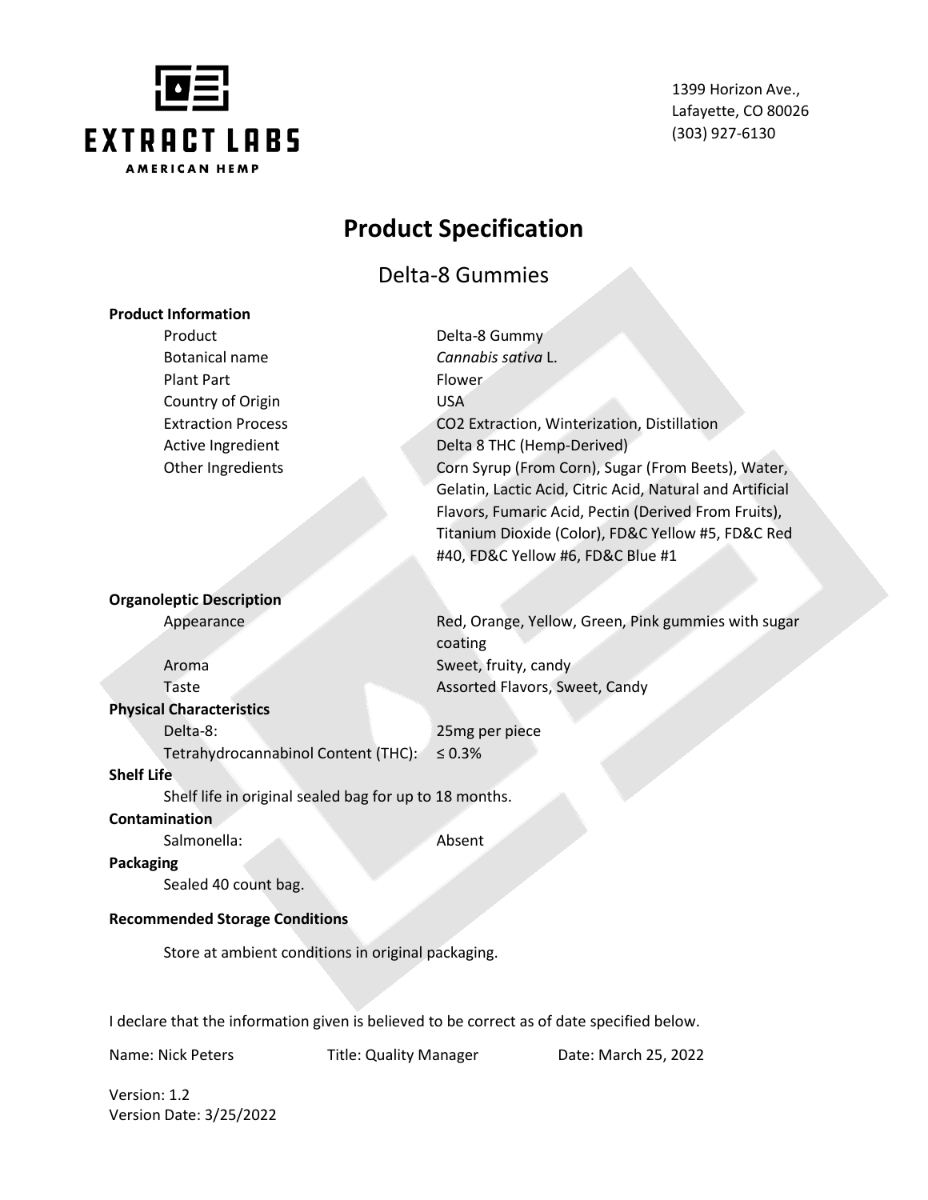**EXTRACT LABS**
AMERICAN HEMP

1399 Horizon Ave.,
Lafayette, CO 80026
(303) 927-6130

# Product Specification

## Delta-8 Gummies

**Product Information**

| | |
|---|---|
| Product | Delta-8 Gummy |
| Botanical name | *Cannabis sativa* L. |
| Plant Part | Flower |
| Country of Origin | USA |
| Extraction Process | $CO_2$ Extraction, Winterization, Distillation |
| Active Ingredient | Delta 8 THC (Hemp-Derived) |
| Other Ingredients | Corn Syrup (From Corn), Sugar (From Beets), Water, Gelatin, Lactic Acid, Citric Acid, Natural and Artificial Flavors, Fumaric Acid, Pectin (Derived From Fruits), Titanium Dioxide (Color), FD&C Yellow #5, FD&C Red #40, FD&C Yellow #6, FD&C Blue #1 |

**Organoleptic Description**

| | |
|---|---|
| Appearance | Red, Orange, Yellow, Green, Pink gummies with sugar coating |
| Aroma | Sweet, fruity, candy |
| Taste | Assorted Flavors, Sweet, Candy |

**Physical Characteristics**

| | |
|---|---|
| Delta-8: | 25mg per piece |
| Tetrahydrocannabinol Content (THC): | $\leq 0.3\%$ |

**Shelf Life**

Shelf life in original sealed bag for up to 18 months.

**Contamination**

Salmonella: Absent

**Packaging**

Sealed 40 count bag.

**Recommended Storage Conditions**

Store at ambient conditions in original packaging.

I declare that the information given is believed to be correct as of date specified below.

Name: Nick Peters Title: Quality Manager Date: March 25, 2022

Version: 1.2
Version Date: 3/25/2022